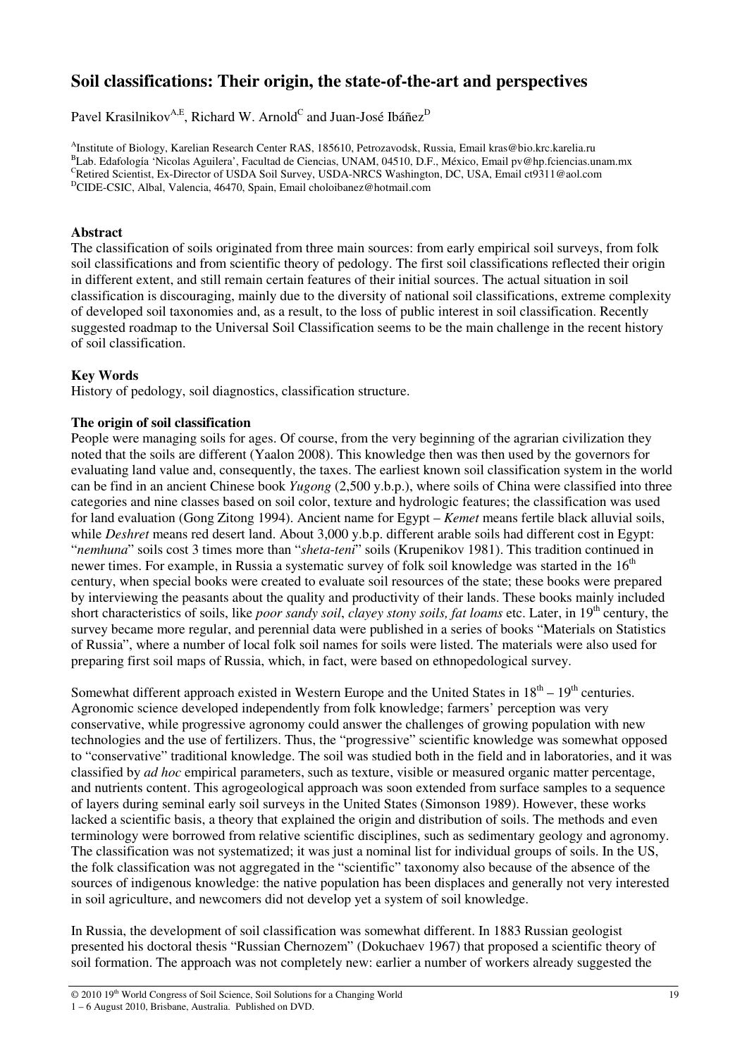# Soil classifications: Their origin, the state-of-the-art and perspectives

Pavel Krasilnikov[A,E], Richard W. Arnold[C] and Juan-José Ibáñez[D]

[A]Institute of Biology, Karelian Research Center RAS, 185610, Petrozavodsk, Russia, Email kras@bio.krc.karelia.ru
[B]Lab. Edafología 'Nicolas Aguilera', Facultad de Ciencias, UNAM, 04510, D.F., México, Email pv@hp.fciencias.unam.mx
[C]Retired Scientist, Ex-Director of USDA Soil Survey, USDA-NRCS Washington, DC, USA, Email ct9311@aol.com
[D]CIDE-CSIC, Albal, Valencia, 46470, Spain, Email choloibanez@hotmail.com

**Abstract**

The classification of soils originated from three main sources: from early empirical soil surveys, from folk soil classifications and from scientific theory of pedology. The first soil classifications reflected their origin in different extent, and still remain certain features of their initial sources. The actual situation in soil classification is discouraging, mainly due to the diversity of national soil classifications, extreme complexity of developed soil taxonomies and, as a result, to the loss of public interest in soil classification. Recently suggested roadmap to the Universal Soil Classification seems to be the main challenge in the recent history of soil classification.

**Key Words**

History of pedology, soil diagnostics, classification structure.

**The origin of soil classification**

People were managing soils for ages. Of course, from the very beginning of the agrarian civilization they noted that the soils are different (Yaalon 2008). This knowledge then was then used by the governors for evaluating land value and, consequently, the taxes. The earliest known soil classification system in the world can be find in an ancient Chinese book *Yugong* (2,500 y.b.p.), where soils of China were classified into three categories and nine classes based on soil color, texture and hydrologic features; the classification was used for land evaluation (Gong Zitong 1994). Ancient name for Egypt – *Kemet* means fertile black alluvial soils, while *Deshret* means red desert land. About 3,000 y.b.p. different arable soils had different cost in Egypt: "*nemhuna*" soils cost 3 times more than "*sheta-teni*" soils (Krupenikov 1981). This tradition continued in newer times. For example, in Russia a systematic survey of folk soil knowledge was started in the 16th century, when special books were created to evaluate soil resources of the state; these books were prepared by interviewing the peasants about the quality and productivity of their lands. These books mainly included short characteristics of soils, like *poor sandy soil*, *clayey stony soils, fat loams* etc. Later, in 19th century, the survey became more regular, and perennial data were published in a series of books "Materials on Statistics of Russia", where a number of local folk soil names for soils were listed. The materials were also used for preparing first soil maps of Russia, which, in fact, were based on ethnopedological survey.

Somewhat different approach existed in Western Europe and the United States in 18th – 19th centuries. Agronomic science developed independently from folk knowledge; farmers' perception was very conservative, while progressive agronomy could answer the challenges of growing population with new technologies and the use of fertilizers. Thus, the "progressive" scientific knowledge was somewhat opposed to "conservative" traditional knowledge. The soil was studied both in the field and in laboratories, and it was classified by *ad hoc* empirical parameters, such as texture, visible or measured organic matter percentage, and nutrients content. This agrogeological approach was soon extended from surface samples to a sequence of layers during seminal early soil surveys in the United States (Simonson 1989). However, these works lacked a scientific basis, a theory that explained the origin and distribution of soils. The methods and even terminology were borrowed from relative scientific disciplines, such as sedimentary geology and agronomy. The classification was not systematized; it was just a nominal list for individual groups of soils. In the US, the folk classification was not aggregated in the "scientific" taxonomy also because of the absence of the sources of indigenous knowledge: the native population has been displaces and generally not very interested in soil agriculture, and newcomers did not develop yet a system of soil knowledge.

In Russia, the development of soil classification was somewhat different. In 1883 Russian geologist presented his doctoral thesis "Russian Chernozem" (Dokuchaev 1967) that proposed a scientific theory of soil formation. The approach was not completely new: earlier a number of workers already suggested the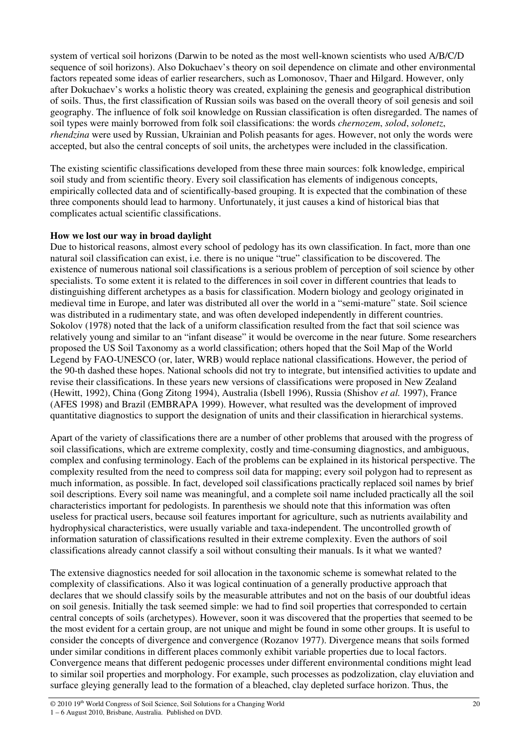system of vertical soil horizons (Darwin to be noted as the most well-known scientists who used A/B/C/D sequence of soil horizons). Also Dokuchaev's theory on soil dependence on climate and other environmental factors repeated some ideas of earlier researchers, such as Lomonosov, Thaer and Hilgard. However, only after Dokuchaev's works a holistic theory was created, explaining the genesis and geographical distribution of soils. Thus, the first classification of Russian soils was based on the overall theory of soil genesis and soil geography. The influence of folk soil knowledge on Russian classification is often disregarded. The names of soil types were mainly borrowed from folk soil classifications: the words *chernozem*, *solod*, *solonetz*, *rhendzina* were used by Russian, Ukrainian and Polish peasants for ages. However, not only the words were accepted, but also the central concepts of soil units, the archetypes were included in the classification.

The existing scientific classifications developed from these three main sources: folk knowledge, empirical soil study and from scientific theory. Every soil classification has elements of indigenous concepts, empirically collected data and of scientifically-based grouping. It is expected that the combination of these three components should lead to harmony. Unfortunately, it just causes a kind of historical bias that complicates actual scientific classifications.

**How we lost our way in broad daylight**

Due to historical reasons, almost every school of pedology has its own classification. In fact, more than one natural soil classification can exist, i.e. there is no unique "true" classification to be discovered. The existence of numerous national soil classifications is a serious problem of perception of soil science by other specialists. To some extent it is related to the differences in soil cover in different countries that leads to distinguishing different archetypes as a basis for classification. Modern biology and geology originated in medieval time in Europe, and later was distributed all over the world in a "semi-mature" state. Soil science was distributed in a rudimentary state, and was often developed independently in different countries. Sokolov (1978) noted that the lack of a uniform classification resulted from the fact that soil science was relatively young and similar to an "infant disease" it would be overcome in the near future. Some researchers proposed the US Soil Taxonomy as a world classification; others hoped that the Soil Map of the World Legend by FAO-UNESCO (or, later, WRB) would replace national classifications. However, the period of the 90-th dashed these hopes. National schools did not try to integrate, but intensified activities to update and revise their classifications. In these years new versions of classifications were proposed in New Zealand (Hewitt, 1992), China (Gong Zitong 1994), Australia (Isbell 1996), Russia (Shishov *et al.* 1997), France (AFES 1998) and Brazil (EMBRAPA 1999). However, what resulted was the development of improved quantitative diagnostics to support the designation of units and their classification in hierarchical systems.

Apart of the variety of classifications there are a number of other problems that aroused with the progress of soil classifications, which are extreme complexity, costly and time-consuming diagnostics, and ambiguous, complex and confusing terminology. Each of the problems can be explained in its historical perspective. The complexity resulted from the need to compress soil data for mapping; every soil polygon had to represent as much information, as possible. In fact, developed soil classifications practically replaced soil names by brief soil descriptions. Every soil name was meaningful, and a complete soil name included practically all the soil characteristics important for pedologists. In parenthesis we should note that this information was often useless for practical users, because soil features important for agriculture, such as nutrients availability and hydrophysical characteristics, were usually variable and taxa-independent. The uncontrolled growth of information saturation of classifications resulted in their extreme complexity. Even the authors of soil classifications already cannot classify a soil without consulting their manuals. Is it what we wanted?

The extensive diagnostics needed for soil allocation in the taxonomic scheme is somewhat related to the complexity of classifications. Also it was logical continuation of a generally productive approach that declares that we should classify soils by the measurable attributes and not on the basis of our doubtful ideas on soil genesis. Initially the task seemed simple: we had to find soil properties that corresponded to certain central concepts of soils (archetypes). However, soon it was discovered that the properties that seemed to be the most evident for a certain group, are not unique and might be found in some other groups. It is useful to consider the concepts of divergence and convergence (Rozanov 1977). Divergence means that soils formed under similar conditions in different places commonly exhibit variable properties due to local factors. Convergence means that different pedogenic processes under different environmental conditions might lead to similar soil properties and morphology. For example, such processes as podzolization, clay eluviation and surface gleying generally lead to the formation of a bleached, clay depleted surface horizon. Thus, the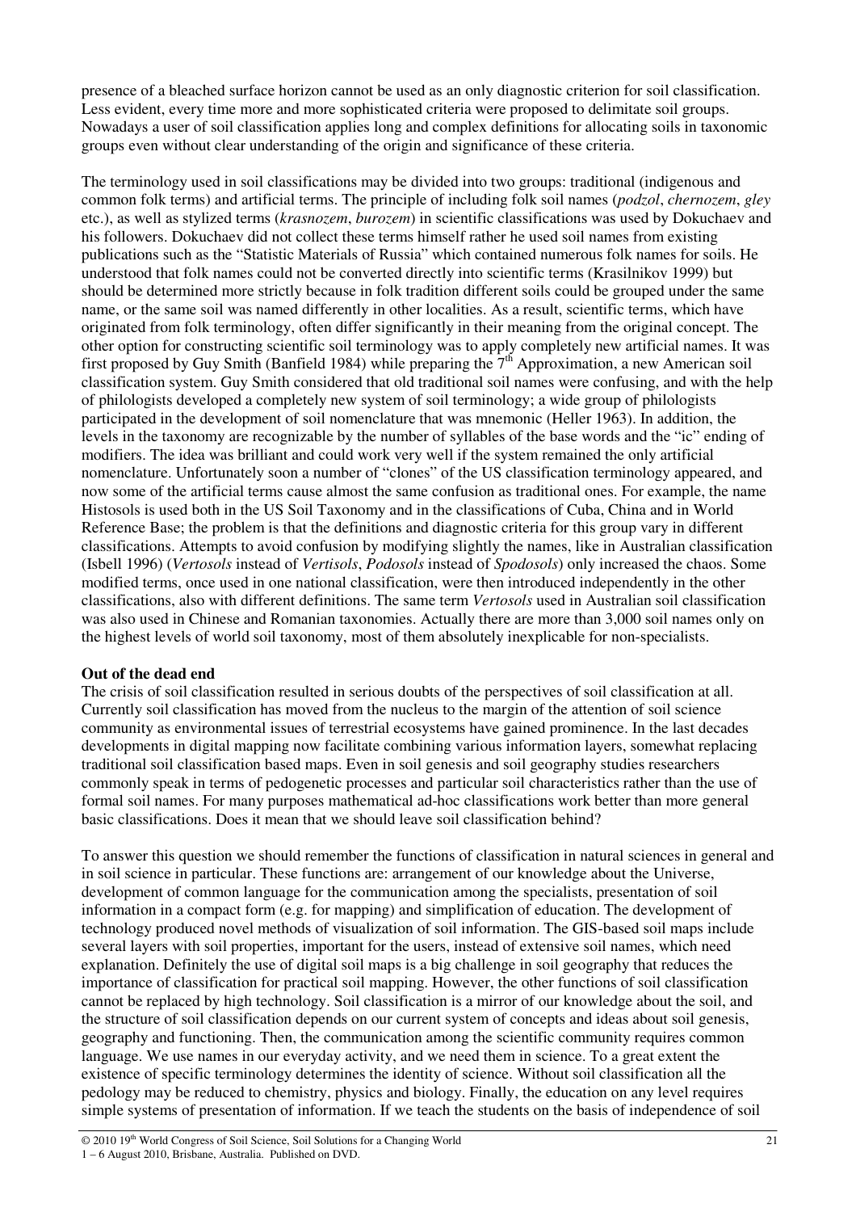presence of a bleached surface horizon cannot be used as an only diagnostic criterion for soil classification. Less evident, every time more and more sophisticated criteria were proposed to delimitate soil groups. Nowadays a user of soil classification applies long and complex definitions for allocating soils in taxonomic groups even without clear understanding of the origin and significance of these criteria.

The terminology used in soil classifications may be divided into two groups: traditional (indigenous and common folk terms) and artificial terms. The principle of including folk soil names (*podzol*, *chernozem*, *gley* etc.), as well as stylized terms (*krasnozem*, *burozem*) in scientific classifications was used by Dokuchaev and his followers. Dokuchaev did not collect these terms himself rather he used soil names from existing publications such as the "Statistic Materials of Russia" which contained numerous folk names for soils. He understood that folk names could not be converted directly into scientific terms (Krasilnikov 1999) but should be determined more strictly because in folk tradition different soils could be grouped under the same name, or the same soil was named differently in other localities. As a result, scientific terms, which have originated from folk terminology, often differ significantly in their meaning from the original concept. The other option for constructing scientific soil terminology was to apply completely new artificial names. It was first proposed by Guy Smith (Banfield 1984) while preparing the 7th Approximation, a new American soil classification system. Guy Smith considered that old traditional soil names were confusing, and with the help of philologists developed a completely new system of soil terminology; a wide group of philologists participated in the development of soil nomenclature that was mnemonic (Heller 1963). In addition, the levels in the taxonomy are recognizable by the number of syllables of the base words and the "ic" ending of modifiers. The idea was brilliant and could work very well if the system remained the only artificial nomenclature. Unfortunately soon a number of "clones" of the US classification terminology appeared, and now some of the artificial terms cause almost the same confusion as traditional ones. For example, the name Histosols is used both in the US Soil Taxonomy and in the classifications of Cuba, China and in World Reference Base; the problem is that the definitions and diagnostic criteria for this group vary in different classifications. Attempts to avoid confusion by modifying slightly the names, like in Australian classification (Isbell 1996) (*Vertosols* instead of *Vertisols*, *Podosols* instead of *Spodosols*) only increased the chaos. Some modified terms, once used in one national classification, were then introduced independently in the other classifications, also with different definitions. The same term *Vertosols* used in Australian soil classification was also used in Chinese and Romanian taxonomies. Actually there are more than 3,000 soil names only on the highest levels of world soil taxonomy, most of them absolutely inexplicable for non-specialists.

**Out of the dead end**

The crisis of soil classification resulted in serious doubts of the perspectives of soil classification at all. Currently soil classification has moved from the nucleus to the margin of the attention of soil science community as environmental issues of terrestrial ecosystems have gained prominence. In the last decades developments in digital mapping now facilitate combining various information layers, somewhat replacing traditional soil classification based maps. Even in soil genesis and soil geography studies researchers commonly speak in terms of pedogenetic processes and particular soil characteristics rather than the use of formal soil names. For many purposes mathematical ad-hoc classifications work better than more general basic classifications. Does it mean that we should leave soil classification behind?

To answer this question we should remember the functions of classification in natural sciences in general and in soil science in particular. These functions are: arrangement of our knowledge about the Universe, development of common language for the communication among the specialists, presentation of soil information in a compact form (e.g. for mapping) and simplification of education. The development of technology produced novel methods of visualization of soil information. The GIS-based soil maps include several layers with soil properties, important for the users, instead of extensive soil names, which need explanation. Definitely the use of digital soil maps is a big challenge in soil geography that reduces the importance of classification for practical soil mapping. However, the other functions of soil classification cannot be replaced by high technology. Soil classification is a mirror of our knowledge about the soil, and the structure of soil classification depends on our current system of concepts and ideas about soil genesis, geography and functioning. Then, the communication among the scientific community requires common language. We use names in our everyday activity, and we need them in science. To a great extent the existence of specific terminology determines the identity of science. Without soil classification all the pedology may be reduced to chemistry, physics and biology. Finally, the education on any level requires simple systems of presentation of information. If we teach the students on the basis of independence of soil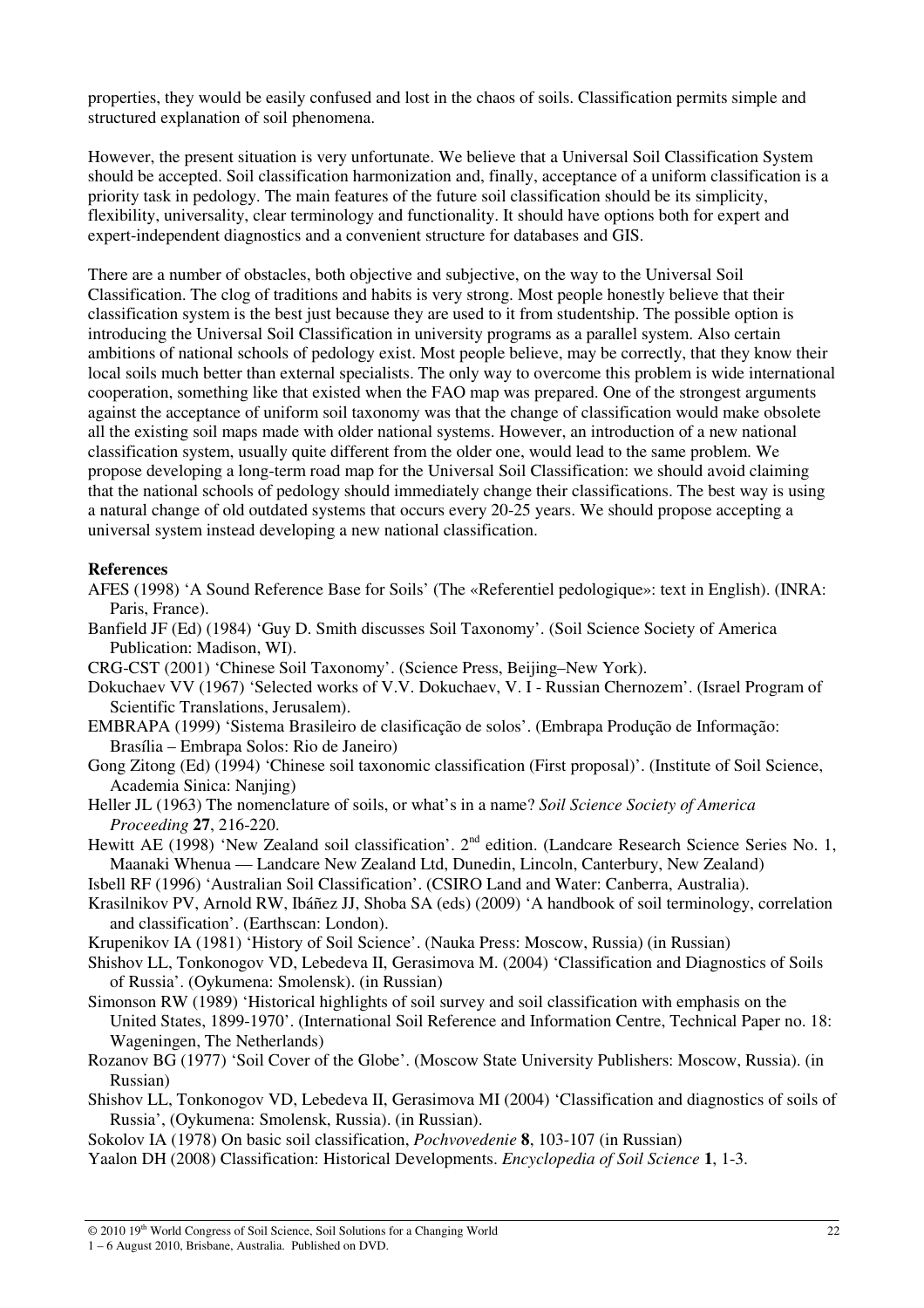properties, they would be easily confused and lost in the chaos of soils. Classification permits simple and structured explanation of soil phenomena.

However, the present situation is very unfortunate. We believe that a Universal Soil Classification System should be accepted. Soil classification harmonization and, finally, acceptance of a uniform classification is a priority task in pedology. The main features of the future soil classification should be its simplicity, flexibility, universality, clear terminology and functionality. It should have options both for expert and expert-independent diagnostics and a convenient structure for databases and GIS.

There are a number of obstacles, both objective and subjective, on the way to the Universal Soil Classification. The clog of traditions and habits is very strong. Most people honestly believe that their classification system is the best just because they are used to it from studentship. The possible option is introducing the Universal Soil Classification in university programs as a parallel system. Also certain ambitions of national schools of pedology exist. Most people believe, may be correctly, that they know their local soils much better than external specialists. The only way to overcome this problem is wide international cooperation, something like that existed when the FAO map was prepared. One of the strongest arguments against the acceptance of uniform soil taxonomy was that the change of classification would make obsolete all the existing soil maps made with older national systems. However, an introduction of a new national classification system, usually quite different from the older one, would lead to the same problem. We propose developing a long-term road map for the Universal Soil Classification: we should avoid claiming that the national schools of pedology should immediately change their classifications. The best way is using a natural change of old outdated systems that occurs every 20-25 years. We should propose accepting a universal system instead developing a new national classification.

**References**

AFES (1998) 'A Sound Reference Base for Soils' (The «Referentiel pedologique»: text in English). (INRA: Paris, France).

Banfield JF (Ed) (1984) 'Guy D. Smith discusses Soil Taxonomy'. (Soil Science Society of America Publication: Madison, WI).

CRG-CST (2001) 'Chinese Soil Taxonomy'. (Science Press, Beijing–New York).

Dokuchaev VV (1967) 'Selected works of V.V. Dokuchaev, V. I - Russian Chernozem'. (Israel Program of Scientific Translations, Jerusalem).

EMBRAPA (1999) 'Sistema Brasileiro de clasificação de solos'. (Embrapa Produção de Informação: Brasília – Embrapa Solos: Rio de Janeiro)

Gong Zitong (Ed) (1994) 'Chinese soil taxonomic classification (First proposal)'. (Institute of Soil Science, Academia Sinica: Nanjing)

Heller JL (1963) The nomenclature of soils, or what's in a name? *Soil Science Society of America Proceeding* **27**, 216-220.

Hewitt AE (1998) 'New Zealand soil classification'. 2nd edition. (Landcare Research Science Series No. 1, Maanaki Whenua — Landcare New Zealand Ltd, Dunedin, Lincoln, Canterbury, New Zealand)

Isbell RF (1996) 'Australian Soil Classification'. (CSIRO Land and Water: Canberra, Australia).

Krasilnikov PV, Arnold RW, Ibáñez JJ, Shoba SA (eds) (2009) 'A handbook of soil terminology, correlation and classification'. (Earthscan: London).

Krupenikov IA (1981) 'History of Soil Science'. (Nauka Press: Moscow, Russia) (in Russian)

Shishov LL, Tonkonogov VD, Lebedeva II, Gerasimova M. (2004) 'Classification and Diagnostics of Soils of Russia'. (Oykumena: Smolensk). (in Russian)

Simonson RW (1989) 'Historical highlights of soil survey and soil classification with emphasis on the United States, 1899-1970'. (International Soil Reference and Information Centre, Technical Paper no. 18: Wageningen, The Netherlands)

Rozanov BG (1977) 'Soil Cover of the Globe'. (Moscow State University Publishers: Moscow, Russia). (in Russian)

Shishov LL, Tonkonogov VD, Lebedeva II, Gerasimova MI (2004) 'Classification and diagnostics of soils of Russia', (Oykumena: Smolensk, Russia). (in Russian).

Sokolov IA (1978) On basic soil classification, *Pochvovedenie* **8**, 103-107 (in Russian)

Yaalon DH (2008) Classification: Historical Developments. *Encyclopedia of Soil Science* **1**, 1-3.